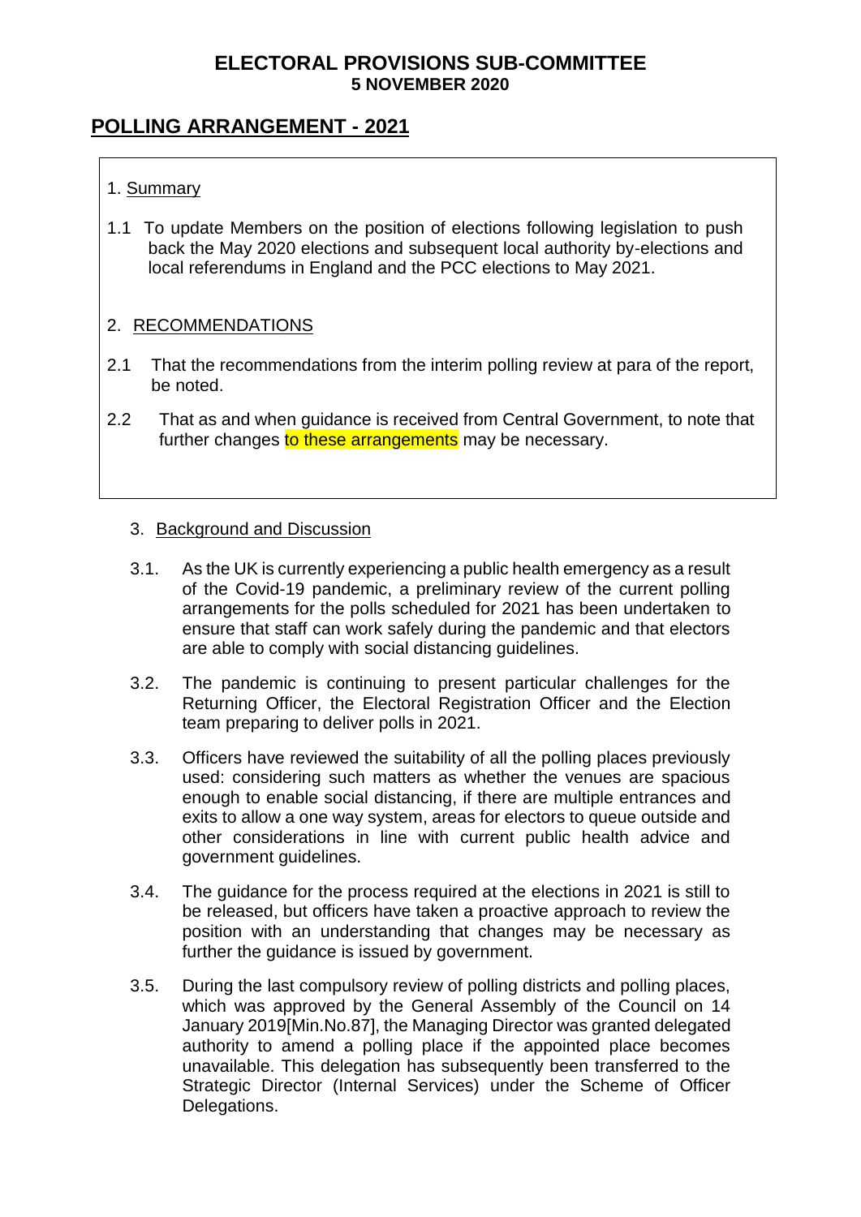## ELECTORAL PROVISIONS SUB-COMMITTEE
## 5 NOVEMBER 2020

# POLLING ARRANGEMENT - 2021

1. Summary

1.1 To update Members on the position of elections following legislation to push back the May 2020 elections and subsequent local authority by-elections and local referendums in England and the PCC elections to May 2021.

2. RECOMMENDATIONS

2.1 That the recommendations from the interim polling review at para of the report, be noted.

2.2 That as and when guidance is received from Central Government, to note that further changes to these arrangements may be necessary.

3. Background and Discussion

3.1. As the UK is currently experiencing a public health emergency as a result of the Covid-19 pandemic, a preliminary review of the current polling arrangements for the polls scheduled for 2021 has been undertaken to ensure that staff can work safely during the pandemic and that electors are able to comply with social distancing guidelines.

3.2. The pandemic is continuing to present particular challenges for the Returning Officer, the Electoral Registration Officer and the Election team preparing to deliver polls in 2021.

3.3. Officers have reviewed the suitability of all the polling places previously used: considering such matters as whether the venues are spacious enough to enable social distancing, if there are multiple entrances and exits to allow a one way system, areas for electors to queue outside and other considerations in line with current public health advice and government guidelines.

3.4. The guidance for the process required at the elections in 2021 is still to be released, but officers have taken a proactive approach to review the position with an understanding that changes may be necessary as further the guidance is issued by government.

3.5. During the last compulsory review of polling districts and polling places, which was approved by the General Assembly of the Council on 14 January 2019[Min.No.87], the Managing Director was granted delegated authority to amend a polling place if the appointed place becomes unavailable. This delegation has subsequently been transferred to the Strategic Director (Internal Services) under the Scheme of Officer Delegations.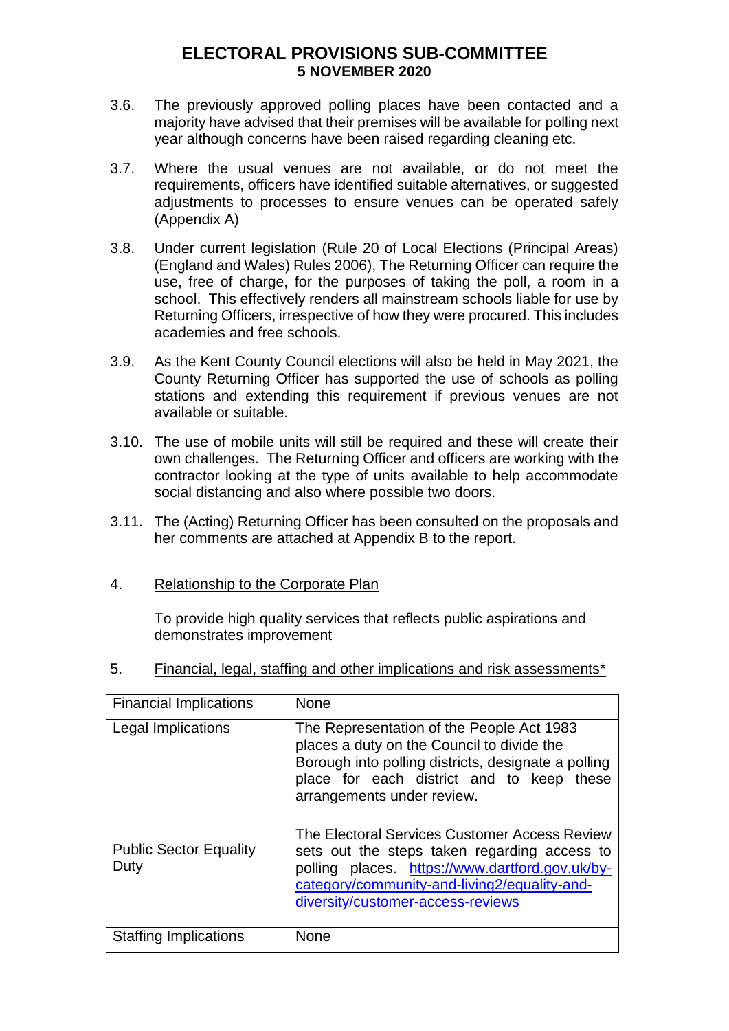3.6. The previously approved polling places have been contacted and a majority have advised that their premises will be available for polling next year although concerns have been raised regarding cleaning etc.

3.7. Where the usual venues are not available, or do not meet the requirements, officers have identified suitable alternatives, or suggested adjustments to processes to ensure venues can be operated safely (Appendix A)

3.8. Under current legislation (Rule 20 of Local Elections (Principal Areas) (England and Wales) Rules 2006), The Returning Officer can require the use, free of charge, for the purposes of taking the poll, a room in a school. This effectively renders all mainstream schools liable for use by Returning Officers, irrespective of how they were procured. This includes academies and free schools.

3.9. As the Kent County Council elections will also be held in May 2021, the County Returning Officer has supported the use of schools as polling stations and extending this requirement if previous venues are not available or suitable.

3.10. The use of mobile units will still be required and these will create their own challenges. The Returning Officer and officers are working with the contractor looking at the type of units available to help accommodate social distancing and also where possible two doors.

3.11. The (Acting) Returning Officer has been consulted on the proposals and her comments are attached at Appendix B to the report.

4. Relationship to the Corporate Plan

To provide high quality services that reflects public aspirations and demonstrates improvement

5. Financial, legal, staffing and other implications and risk assessments*

| Financial Implications | None |
|---|---|
| Legal Implications | The Representation of the People Act 1983 places a duty on the Council to divide the Borough into polling districts, designate a polling place for each district and to keep these arrangements under review. |
| Public Sector Equality Duty | The Electoral Services Customer Access Review sets out the steps taken regarding access to polling places. [https://www.dartford.gov.uk/by-category/community-and-living2/equality-and-diversity/customer-access-reviews](https://www.dartford.gov.uk/by-category/community-and-living2/equality-and-diversity/customer-access-reviews) |
| Staffing Implications | None |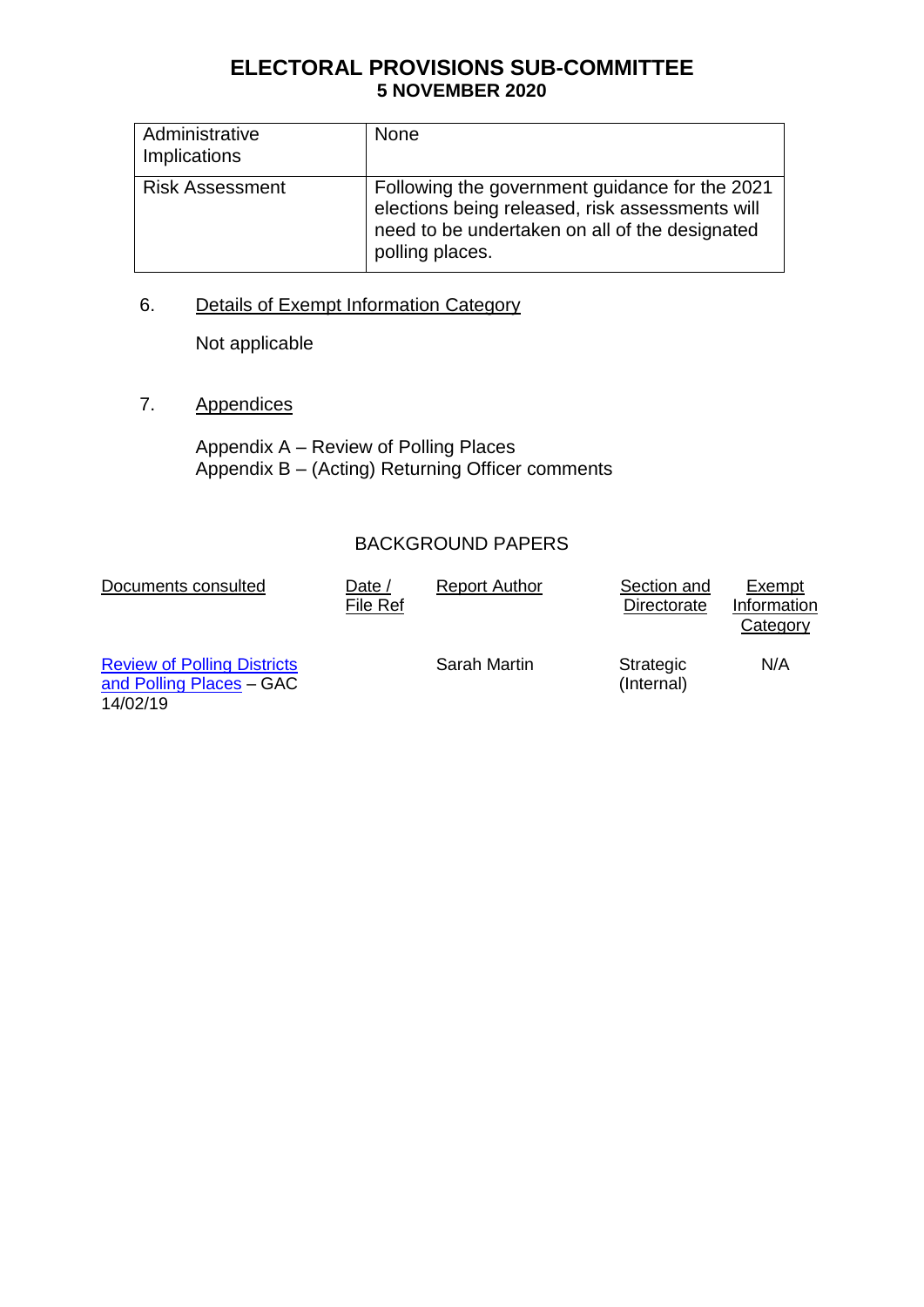# ELECTORAL PROVISIONS SUB-COMMITTEE
## 5 NOVEMBER 2020

| | |
|---|---|
| Administrative Implications | None |
| Risk Assessment | Following the government guidance for the 2021 elections being released, risk assessments will need to be undertaken on all of the designated polling places. |

6. Details of Exempt Information Category

   Not applicable

7. Appendices

   Appendix A – Review of Polling Places
   Appendix B – (Acting) Returning Officer comments

BACKGROUND PAPERS

| Documents consulted | Date / File Ref | Report Author | Section and Directorate | Exempt Information Category |
|---|---|---|---|---|
| Review of Polling Districts and Polling Places – GAC 14/02/19 | | Sarah Martin | Strategic (Internal) | N/A |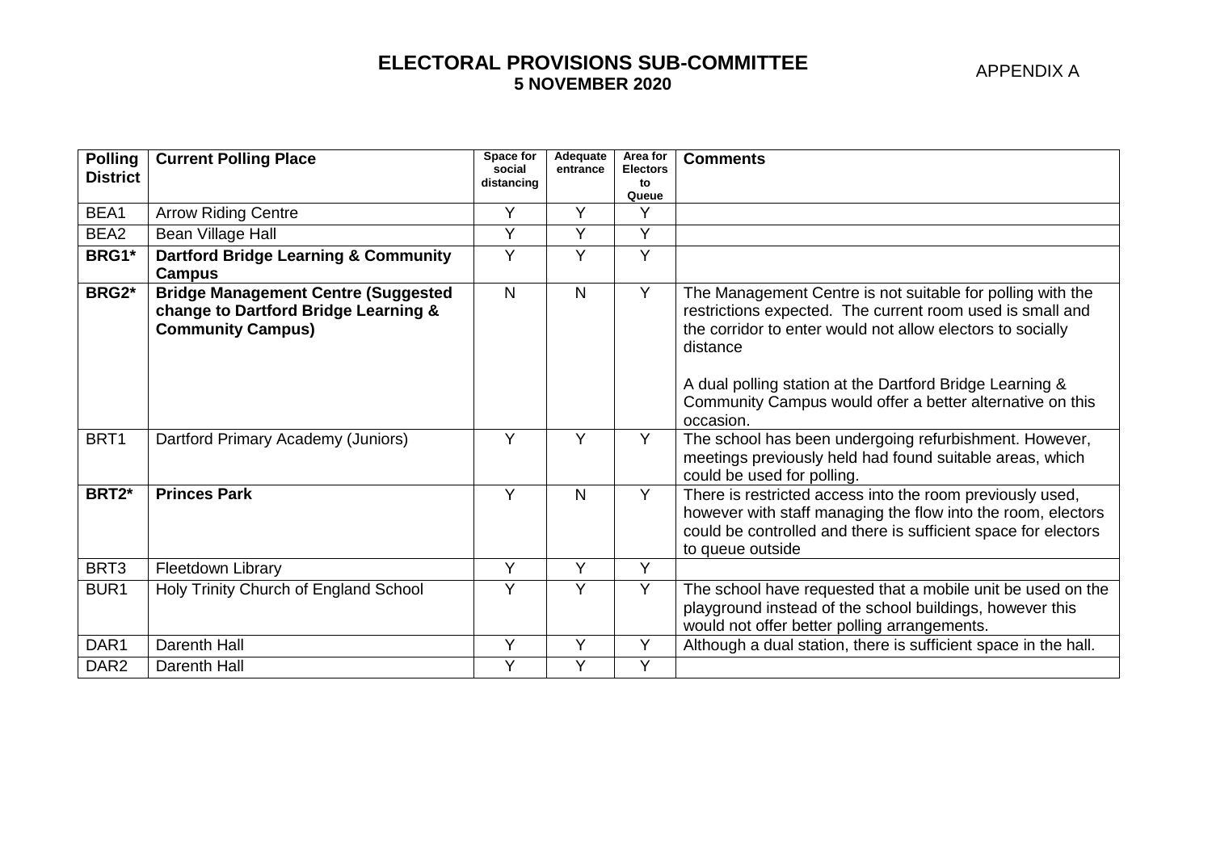# ELECTORAL PROVISIONS SUB-COMMITTEE
## 5 NOVEMBER 2020

APPENDIX A

| Polling District | Current Polling Place | Space for social distancing | Adequate entrance | Area for Electors to Queue | Comments |
|---|---|---|---|---|---|
| BEA1 | Arrow Riding Centre | Y | Y | Y | |
| BEA2 | Bean Village Hall | Y | Y | Y | |
| **BRG1*** | **Dartford Bridge Learning & Community Campus** | Y | Y | Y | |
| **BRG2*** | **Bridge Management Centre (Suggested change to Dartford Bridge Learning & Community Campus)** | N | N | Y | The Management Centre is not suitable for polling with the restrictions expected. The current room used is small and the corridor to enter would not allow electors to socially distance<br><br>A dual polling station at the Dartford Bridge Learning & Community Campus would offer a better alternative on this occasion. |
| BRT1 | Dartford Primary Academy (Juniors) | Y | Y | Y | The school has been undergoing refurbishment. However, meetings previously held had found suitable areas, which could be used for polling. |
| **BRT2*** | **Princes Park** | Y | N | Y | There is restricted access into the room previously used, however with staff managing the flow into the room, electors could be controlled and there is sufficient space for electors to queue outside |
| BRT3 | Fleetdown Library | Y | Y | Y | |
| BUR1 | Holy Trinity Church of England School | Y | Y | Y | The school have requested that a mobile unit be used on the playground instead of the school buildings, however this would not offer better polling arrangements. |
| DAR1 | Darenth Hall | Y | Y | Y | Although a dual station, there is sufficient space in the hall. |
| DAR2 | Darenth Hall | Y | Y | Y | |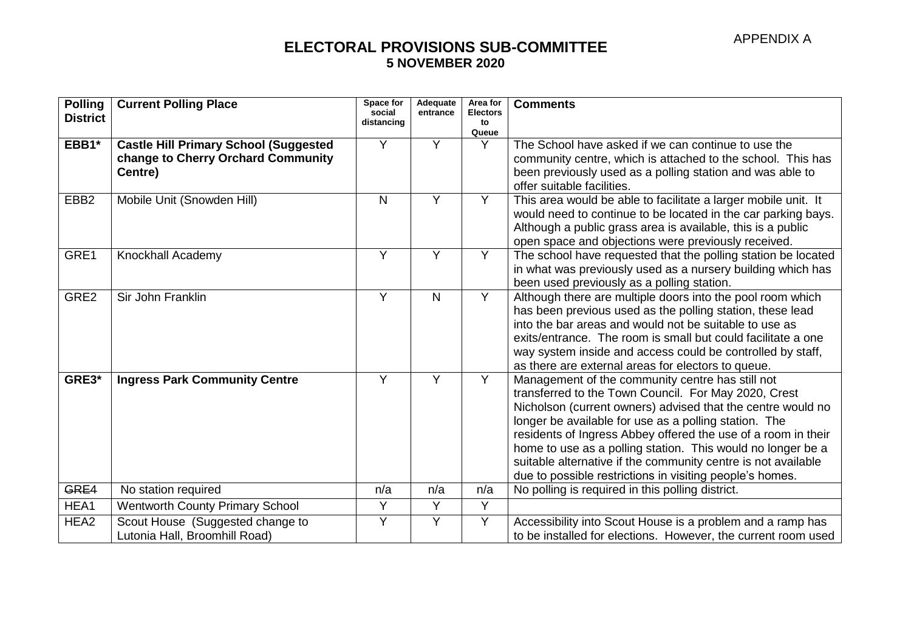APPENDIX A

# ELECTORAL PROVISIONS SUB-COMMITTEE
## 5 NOVEMBER 2020

| Polling District | Current Polling Place | Space for social distancing | Adequate entrance | Area for Electors to Queue | Comments |
|---|---|---|---|---|---|
| **EBB1*** | **Castle Hill Primary School (Suggested change to Cherry Orchard Community Centre)** | Y | Y | Y | The School have asked if we can continue to use the community centre, which is attached to the school. This has been previously used as a polling station and was able to offer suitable facilities. |
| EBB2 | Mobile Unit (Snowden Hill) | N | Y | Y | This area would be able to facilitate a larger mobile unit. It would need to continue to be located in the car parking bays. Although a public grass area is available, this is a public open space and objections were previously received. |
| GRE1 | Knockhall Academy | Y | Y | Y | The school have requested that the polling station be located in what was previously used as a nursery building which has been used previously as a polling station. |
| GRE2 | Sir John Franklin | Y | N | Y | Although there are multiple doors into the pool room which has been previous used as the polling station, these lead into the bar areas and would not be suitable to use as exits/entrance. The room is small but could facilitate a one way system inside and access could be controlled by staff, as there are external areas for electors to queue. |
| **GRE3*** | **Ingress Park Community Centre** | Y | Y | Y | Management of the community centre has still not transferred to the Town Council. For May 2020, Crest Nicholson (current owners) advised that the centre would no longer be available for use as a polling station. The residents of Ingress Abbey offered the use of a room in their home to use as a polling station. This would no longer be a suitable alternative if the community centre is not available due to possible restrictions in visiting people's homes. |
| ~~GRE4~~ | No station required | n/a | n/a | n/a | No polling is required in this polling district. |
| HEA1 | Wentworth County Primary School | Y | Y | Y | |
| HEA2 | Scout House (Suggested change to Lutonia Hall, Broomhill Road) | Y | Y | Y | Accessibility into Scout House is a problem and a ramp has to be installed for elections. However, the current room used |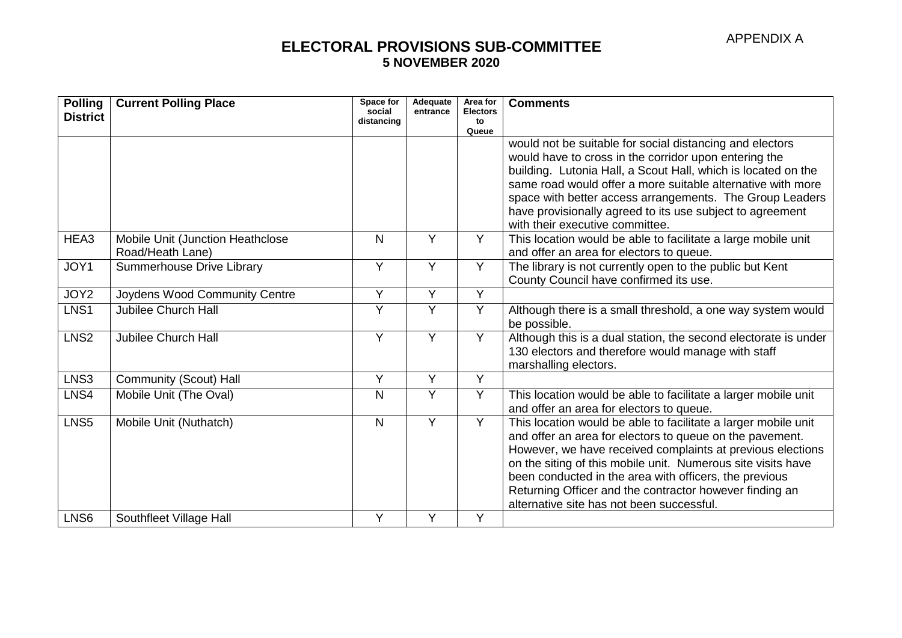APPENDIX A

## ELECTORAL PROVISIONS SUB-COMMITTEE
### 5 NOVEMBER 2020

| Polling District | Current Polling Place | Space for social distancing | Adequate entrance | Area for Electors to Queue | Comments |
|---|---|---|---|---|---|
| | | | | | would not be suitable for social distancing and electors would have to cross in the corridor upon entering the building. Lutonia Hall, a Scout Hall, which is located on the same road would offer a more suitable alternative with more space with better access arrangements. The Group Leaders have provisionally agreed to its use subject to agreement with their executive committee. |
| HEA3 | Mobile Unit (Junction Heathclose Road/Heath Lane) | N | Y | Y | This location would be able to facilitate a large mobile unit and offer an area for electors to queue. |
| JOY1 | Summerhouse Drive Library | Y | Y | Y | The library is not currently open to the public but Kent County Council have confirmed its use. |
| JOY2 | Joydens Wood Community Centre | Y | Y | Y | |
| LNS1 | Jubilee Church Hall | Y | Y | Y | Although there is a small threshold, a one way system would be possible. |
| LNS2 | Jubilee Church Hall | Y | Y | Y | Although this is a dual station, the second electorate is under 130 electors and therefore would manage with staff marshalling electors. |
| LNS3 | Community (Scout) Hall | Y | Y | Y | |
| LNS4 | Mobile Unit (The Oval) | N | Y | Y | This location would be able to facilitate a larger mobile unit and offer an area for electors to queue. |
| LNS5 | Mobile Unit (Nuthatch) | N | Y | Y | This location would be able to facilitate a larger mobile unit and offer an area for electors to queue on the pavement. However, we have received complaints at previous elections on the siting of this mobile unit. Numerous site visits have been conducted in the area with officers, the previous Returning Officer and the contractor however finding an alternative site has not been successful. |
| LNS6 | Southfleet Village Hall | Y | Y | Y | |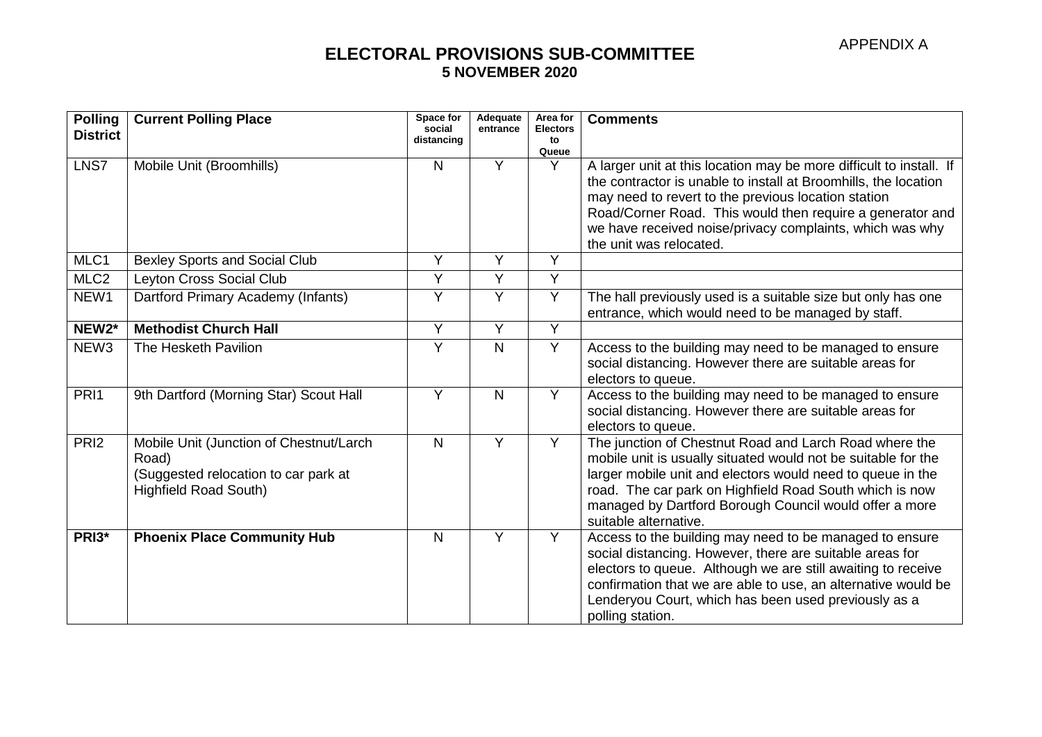APPENDIX A

# ELECTORAL PROVISIONS SUB-COMMITTEE
## 5 NOVEMBER 2020

| Polling District | Current Polling Place | Space for social distancing | Adequate entrance | Area for Electors to Queue | Comments |
|---|---|---|---|---|---|
| LNS7 | Mobile Unit (Broomhills) | N | Y | Y | A larger unit at this location may be more difficult to install. If the contractor is unable to install at Broomhills, the location may need to revert to the previous location station Road/Corner Road. This would then require a generator and we have received noise/privacy complaints, which was why the unit was relocated. |
| MLC1 | Bexley Sports and Social Club | Y | Y | Y | |
| MLC2 | Leyton Cross Social Club | Y | Y | Y | |
| NEW1 | Dartford Primary Academy (Infants) | Y | Y | Y | The hall previously used is a suitable size but only has one entrance, which would need to be managed by staff. |
| **NEW2*** | **Methodist Church Hall** | Y | Y | Y | |
| NEW3 | The Hesketh Pavilion | Y | N | Y | Access to the building may need to be managed to ensure social distancing. However there are suitable areas for electors to queue. |
| PRI1 | 9th Dartford (Morning Star) Scout Hall | Y | N | Y | Access to the building may need to be managed to ensure social distancing. However there are suitable areas for electors to queue. |
| PRI2 | Mobile Unit (Junction of Chestnut/Larch Road) (Suggested relocation to car park at Highfield Road South) | N | Y | Y | The junction of Chestnut Road and Larch Road where the mobile unit is usually situated would not be suitable for the larger mobile unit and electors would need to queue in the road. The car park on Highfield Road South which is now managed by Dartford Borough Council would offer a more suitable alternative. |
| **PRI3*** | **Phoenix Place Community Hub** | N | Y | Y | Access to the building may need to be managed to ensure social distancing. However, there are suitable areas for electors to queue. Although we are still awaiting to receive confirmation that we are able to use, an alternative would be Lenderyou Court, which has been used previously as a polling station. |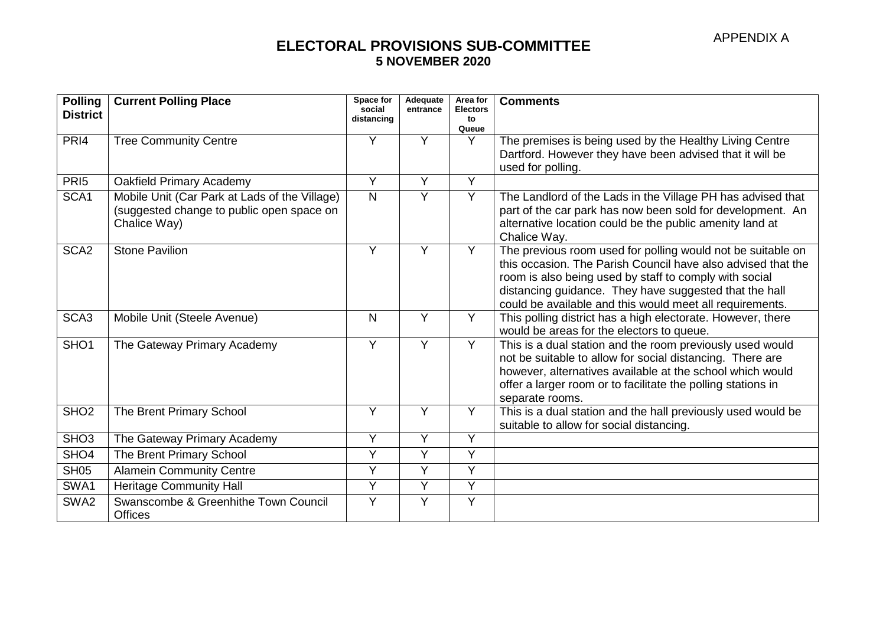APPENDIX A

# ELECTORAL PROVISIONS SUB-COMMITTEE
## 5 NOVEMBER 2020

| Polling District | Current Polling Place | Space for social distancing | Adequate entrance | Area for Electors to Queue | Comments |
|---|---|---|---|---|---|
| PRI4 | Tree Community Centre | Y | Y | Y | The premises is being used by the Healthy Living Centre Dartford. However they have been advised that it will be used for polling. |
| PRI5 | Oakfield Primary Academy | Y | Y | Y | |
| SCA1 | Mobile Unit (Car Park at Lads of the Village) (suggested change to public open space on Chalice Way) | N | Y | Y | The Landlord of the Lads in the Village PH has advised that part of the car park has now been sold for development. An alternative location could be the public amenity land at Chalice Way. |
| SCA2 | Stone Pavilion | Y | Y | Y | The previous room used for polling would not be suitable on this occasion. The Parish Council have also advised that the room is also being used by staff to comply with social distancing guidance. They have suggested that the hall could be available and this would meet all requirements. |
| SCA3 | Mobile Unit (Steele Avenue) | N | Y | Y | This polling district has a high electorate. However, there would be areas for the electors to queue. |
| SHO1 | The Gateway Primary Academy | Y | Y | Y | This is a dual station and the room previously used would not be suitable to allow for social distancing. There are however, alternatives available at the school which would offer a larger room or to facilitate the polling stations in separate rooms. |
| SHO2 | The Brent Primary School | Y | Y | Y | This is a dual station and the hall previously used would be suitable to allow for social distancing. |
| SHO3 | The Gateway Primary Academy | Y | Y | Y | |
| SHO4 | The Brent Primary School | Y | Y | Y | |
| SH05 | Alamein Community Centre | Y | Y | Y | |
| SWA1 | Heritage Community Hall | Y | Y | Y | |
| SWA2 | Swanscombe & Greenhithe Town Council Offices | Y | Y | Y | |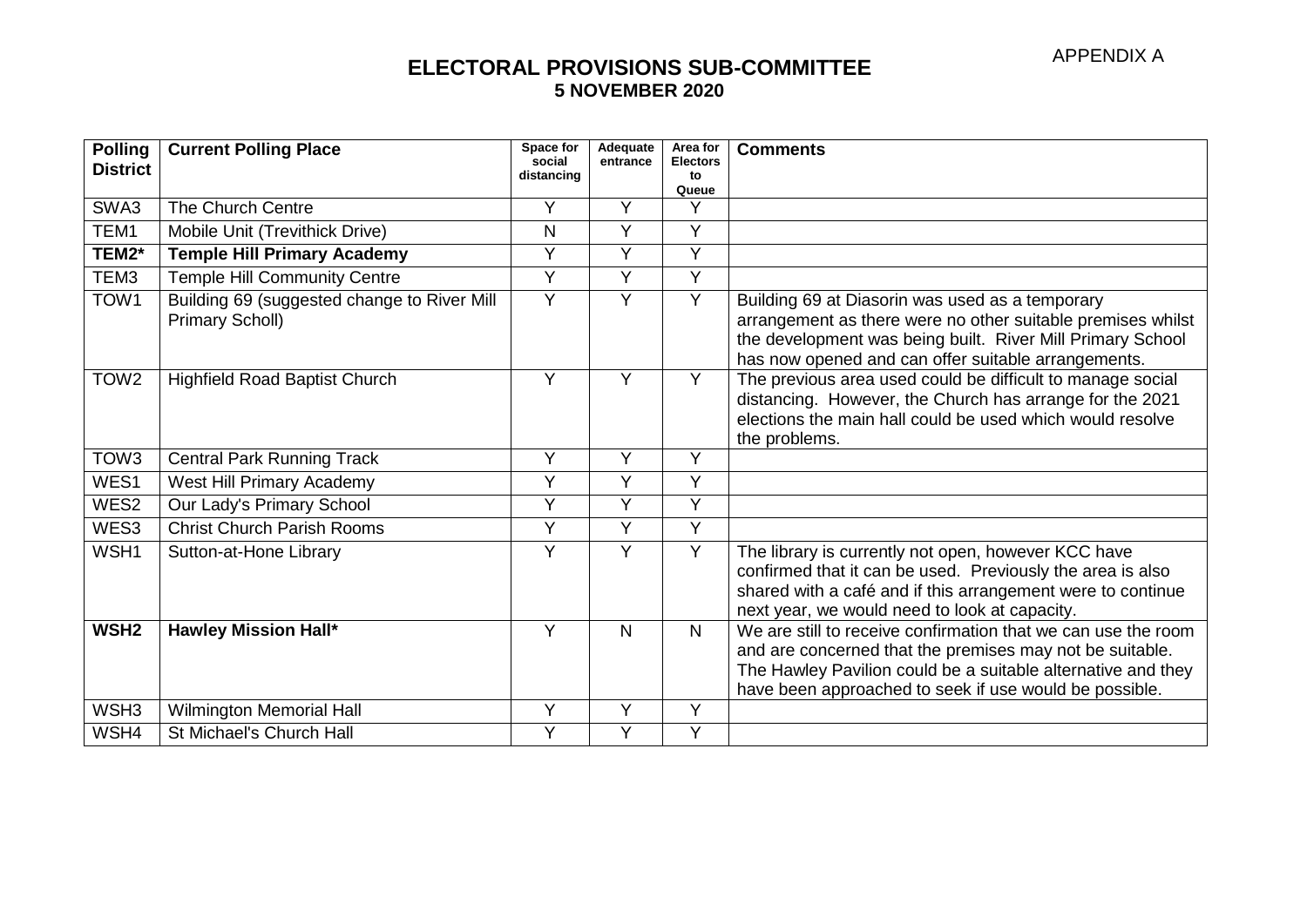APPENDIX A

# ELECTORAL PROVISIONS SUB-COMMITTEE
## 5 NOVEMBER 2020

| Polling District | Current Polling Place | Space for social distancing | Adequate entrance | Area for Electors to Queue | Comments |
|---|---|---|---|---|---|
| SWA3 | The Church Centre | Y | Y | Y | |
| TEM1 | Mobile Unit (Trevithick Drive) | N | Y | Y | |
| **TEM2*** | **Temple Hill Primary Academy** | Y | Y | Y | |
| TEM3 | Temple Hill Community Centre | Y | Y | Y | |
| TOW1 | Building 69 (suggested change to River Mill Primary Scholl) | Y | Y | Y | Building 69 at Diasorin was used as a temporary arrangement as there were no other suitable premises whilst the development was being built. River Mill Primary School has now opened and can offer suitable arrangements. |
| TOW2 | Highfield Road Baptist Church | Y | Y | Y | The previous area used could be difficult to manage social distancing. However, the Church has arrange for the 2021 elections the main hall could be used which would resolve the problems. |
| TOW3 | Central Park Running Track | Y | Y | Y | |
| WES1 | West Hill Primary Academy | Y | Y | Y | |
| WES2 | Our Lady's Primary School | Y | Y | Y | |
| WES3 | Christ Church Parish Rooms | Y | Y | Y | |
| WSH1 | Sutton-at-Hone Library | Y | Y | Y | The library is currently not open, however KCC have confirmed that it can be used. Previously the area is also shared with a café and if this arrangement were to continue next year, we would need to look at capacity. |
| **WSH2** | **Hawley Mission Hall*** | Y | N | N | We are still to receive confirmation that we can use the room and are concerned that the premises may not be suitable. The Hawley Pavilion could be a suitable alternative and they have been approached to seek if use would be possible. |
| WSH3 | Wilmington Memorial Hall | Y | Y | Y | |
| WSH4 | St Michael's Church Hall | Y | Y | Y | |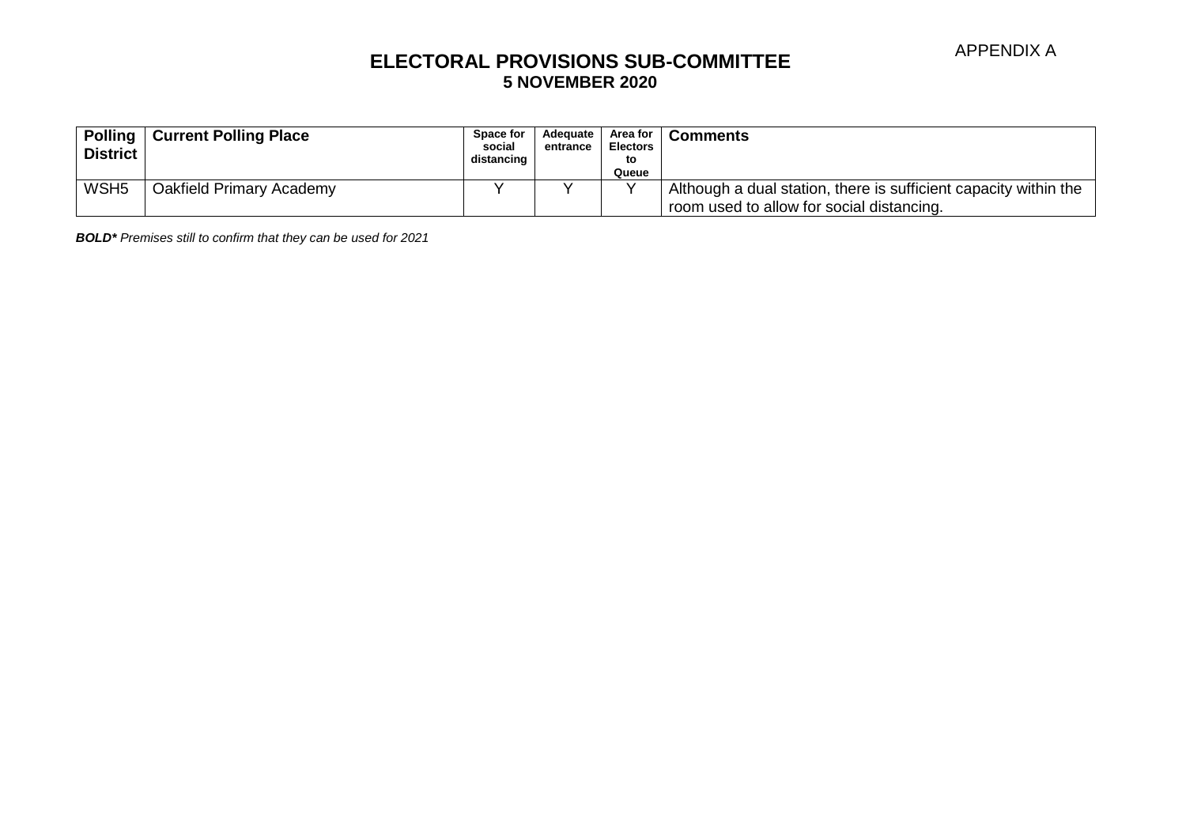APPENDIX A

## ELECTORAL PROVISIONS SUB-COMMITTEE
### 5 NOVEMBER 2020

| Polling District | Current Polling Place | Space for social distancing | Adequate entrance | Area for Electors to Queue | Comments |
|---|---|---|---|---|---|
| WSH5 | Oakfield Primary Academy | Y | Y | Y | Although a dual station, there is sufficient capacity within the room used to allow for social distancing. |

***BOLD**** *Premises still to confirm that they can be used for 2021*